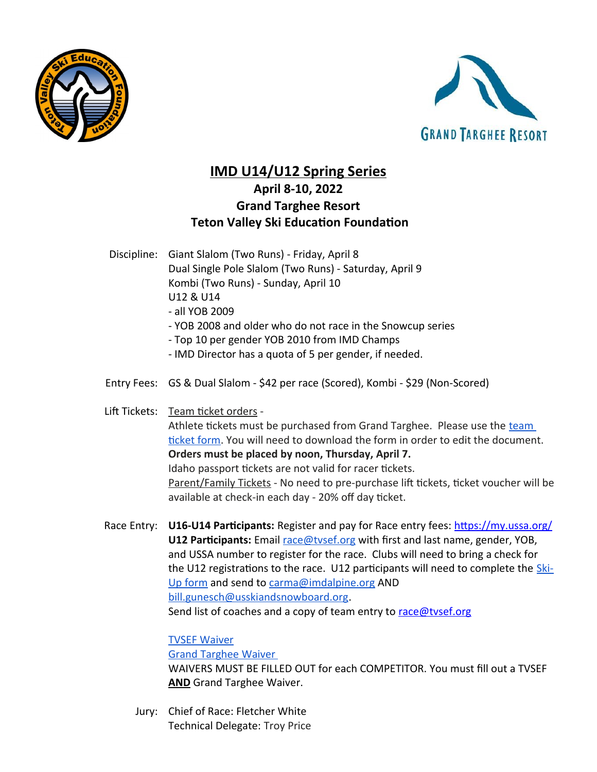# IMD U14/U12 Spring Series

## April 8-10, 2022

## Grand Targhee Resort

## Teton Valley Ski Education Foundation

**Discipline:** Giant Slalom (Two Runs) - Friday, April 8
Dual Single Pole Slalom (Two Runs) - Saturday, April 9
Kombi (Two Runs) - Sunday, April 10
U12 & U14
- all YOB 2009
- YOB 2008 and older who do not race in the Snowcup series
- Top 10 per gender YOB 2010 from IMD Champs
- IMD Director has a quota of 5 per gender, if needed.

**Entry Fees:** GS & Dual Slalom - $42 per race (Scored), Kombi - $29 (Non-Scored)

**Lift Tickets:** Team ticket orders -
Athlete tickets must be purchased from Grand Targhee. Please use the team ticket form. You will need to download the form in order to edit the document.
**Orders must be placed by noon, Thursday, April 7.**
Idaho passport tickets are not valid for racer tickets.
Parent/Family Tickets - No need to pre-purchase lift tickets, ticket voucher will be available at check-in each day - 20% off day ticket.

**Race Entry:** **U16-U14 Participants:** Register and pay for Race entry fees: https://my.ussa.org/
**U12 Participants:** Email race@tvsef.org with first and last name, gender, YOB, and USSA number to register for the race. Clubs will need to bring a check for the U12 registrations to the race. U12 participants will need to complete the Ski-Up form and send to carma@imdalpine.org AND bill.gunesch@usskiandsnowboard.org.
Send list of coaches and a copy of team entry to race@tvsef.org

TVSEF Waiver
Grand Targhee Waiver
WAIVERS MUST BE FILLED OUT for each COMPETITOR. You must fill out a TVSEF **AND** Grand Targhee Waiver.

**Jury:** Chief of Race: Fletcher White
Technical Delegate: Troy Price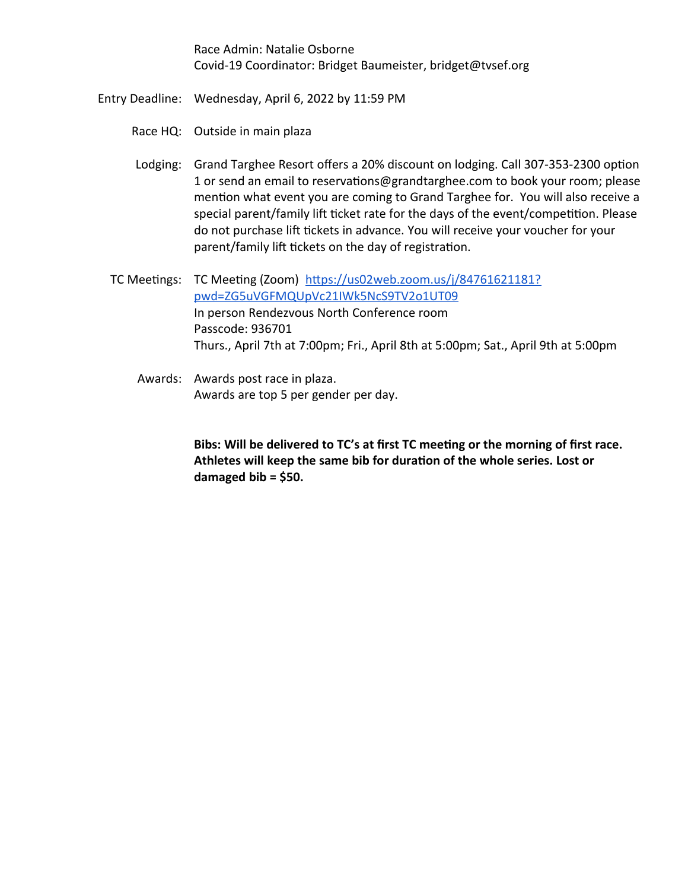Race Admin: Natalie Osborne
Covid-19 Coordinator: Bridget Baumeister, bridget@tvsef.org

Entry Deadline: Wednesday, April 6, 2022 by 11:59 PM

Race HQ: Outside in main plaza

Lodging: Grand Targhee Resort offers a 20% discount on lodging. Call 307-353-2300 option 1 or send an email to reservations@grandtarghee.com to book your room; please mention what event you are coming to Grand Targhee for. You will also receive a special parent/family lift ticket rate for the days of the event/competition. Please do not purchase lift tickets in advance. You will receive your voucher for your parent/family lift tickets on the day of registration.

TC Meetings: TC Meeting (Zoom) [https://us02web.zoom.us/j/84761621181?pwd=ZG5uVGFMQUpVc21IWk5NcS9TV2o1UT09](https://us02web.zoom.us/j/84761621181?pwd=ZG5uVGFMQUpVc21IWk5NcS9TV2o1UT09)
In person Rendezvous North Conference room
Passcode: 936701
Thurs., April 7th at 7:00pm; Fri., April 8th at 5:00pm; Sat., April 9th at 5:00pm

Awards: Awards post race in plaza.
Awards are top 5 per gender per day.

**Bibs: Will be delivered to TC's at first TC meeting or the morning of first race. Athletes will keep the same bib for duration of the whole series. Lost or damaged bib = $50.**